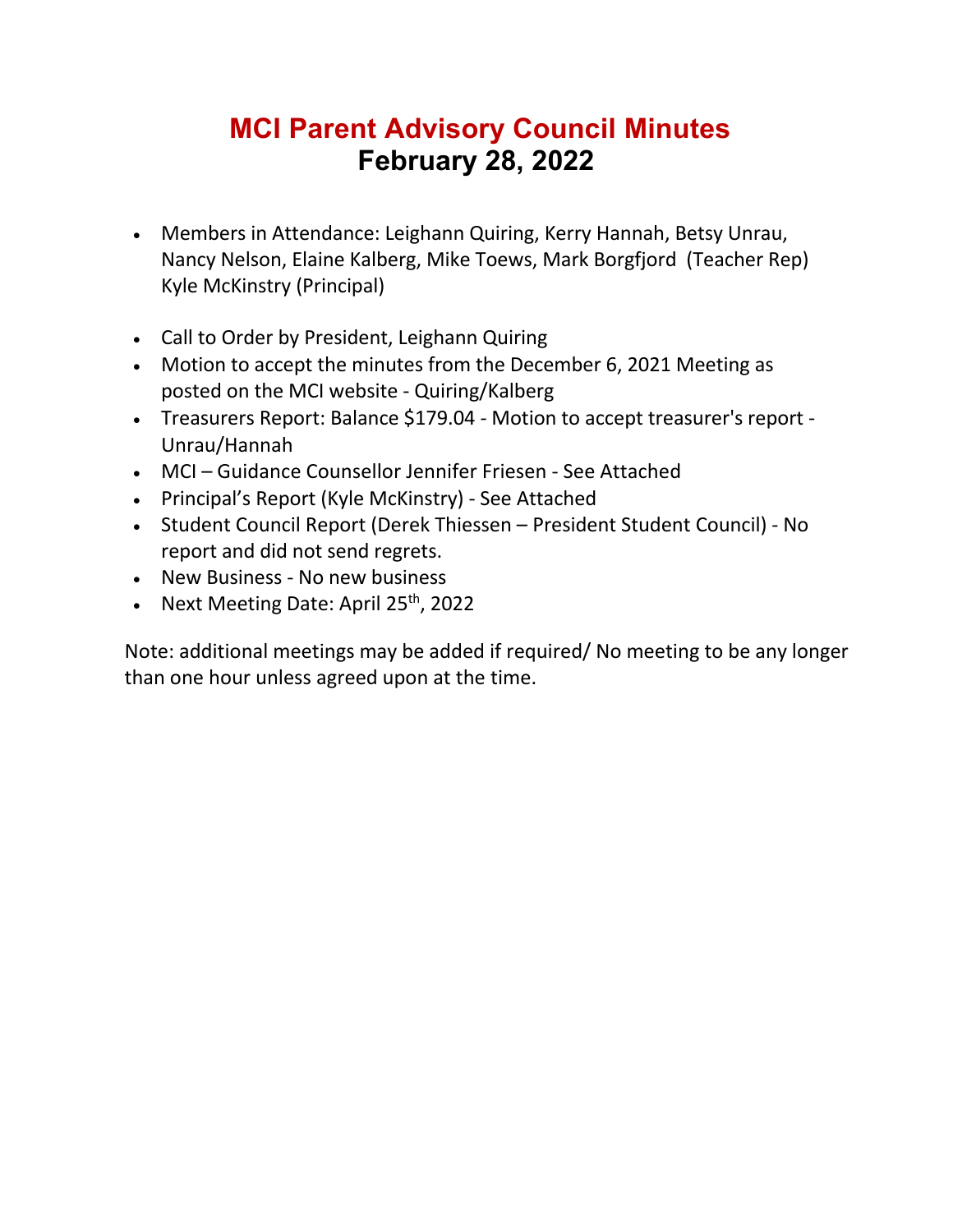# MCI Parent Advisory Council Minutes
## February 28, 2022

- Members in Attendance: Leighann Quiring, Kerry Hannah, Betsy Unrau, Nancy Nelson, Elaine Kalberg, Mike Toews, Mark Borgfjord (Teacher Rep) Kyle McKinstry (Principal)

- Call to Order by President, Leighann Quiring
- Motion to accept the minutes from the December 6, 2021 Meeting as posted on the MCI website - Quiring/Kalberg
- Treasurers Report: Balance $179.04 - Motion to accept treasurer's report - Unrau/Hannah
- MCI – Guidance Counsellor Jennifer Friesen - See Attached
- Principal's Report (Kyle McKinstry) - See Attached
- Student Council Report (Derek Thiessen – President Student Council) - No report and did not send regrets.
- New Business - No new business
- Next Meeting Date: April 25th, 2022

Note: additional meetings may be added if required/ No meeting to be any longer than one hour unless agreed upon at the time.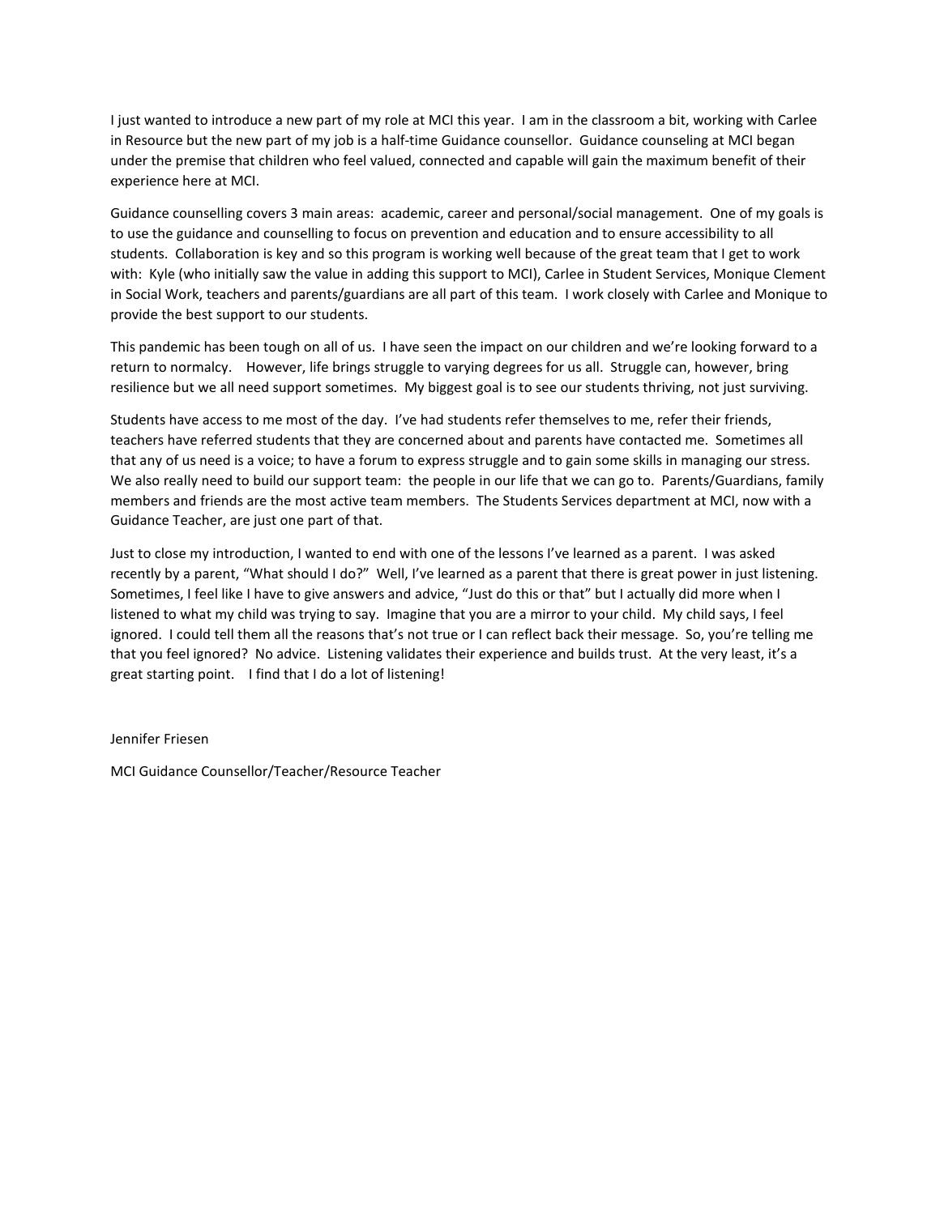I just wanted to introduce a new part of my role at MCI this year. I am in the classroom a bit, working with Carlee in Resource but the new part of my job is a half-time Guidance counsellor. Guidance counseling at MCI began under the premise that children who feel valued, connected and capable will gain the maximum benefit of their experience here at MCI.

Guidance counselling covers 3 main areas: academic, career and personal/social management. One of my goals is to use the guidance and counselling to focus on prevention and education and to ensure accessibility to all students. Collaboration is key and so this program is working well because of the great team that I get to work with: Kyle (who initially saw the value in adding this support to MCI), Carlee in Student Services, Monique Clement in Social Work, teachers and parents/guardians are all part of this team. I work closely with Carlee and Monique to provide the best support to our students.

This pandemic has been tough on all of us. I have seen the impact on our children and we're looking forward to a return to normalcy. However, life brings struggle to varying degrees for us all. Struggle can, however, bring resilience but we all need support sometimes. My biggest goal is to see our students thriving, not just surviving.

Students have access to me most of the day. I've had students refer themselves to me, refer their friends, teachers have referred students that they are concerned about and parents have contacted me. Sometimes all that any of us need is a voice; to have a forum to express struggle and to gain some skills in managing our stress. We also really need to build our support team: the people in our life that we can go to. Parents/Guardians, family members and friends are the most active team members. The Students Services department at MCI, now with a Guidance Teacher, are just one part of that.

Just to close my introduction, I wanted to end with one of the lessons I've learned as a parent. I was asked recently by a parent, "What should I do?" Well, I've learned as a parent that there is great power in just listening. Sometimes, I feel like I have to give answers and advice, "Just do this or that" but I actually did more when I listened to what my child was trying to say. Imagine that you are a mirror to your child. My child says, I feel ignored. I could tell them all the reasons that's not true or I can reflect back their message. So, you're telling me that you feel ignored? No advice. Listening validates their experience and builds trust. At the very least, it's a great starting point. I find that I do a lot of listening!

Jennifer Friesen

MCI Guidance Counsellor/Teacher/Resource Teacher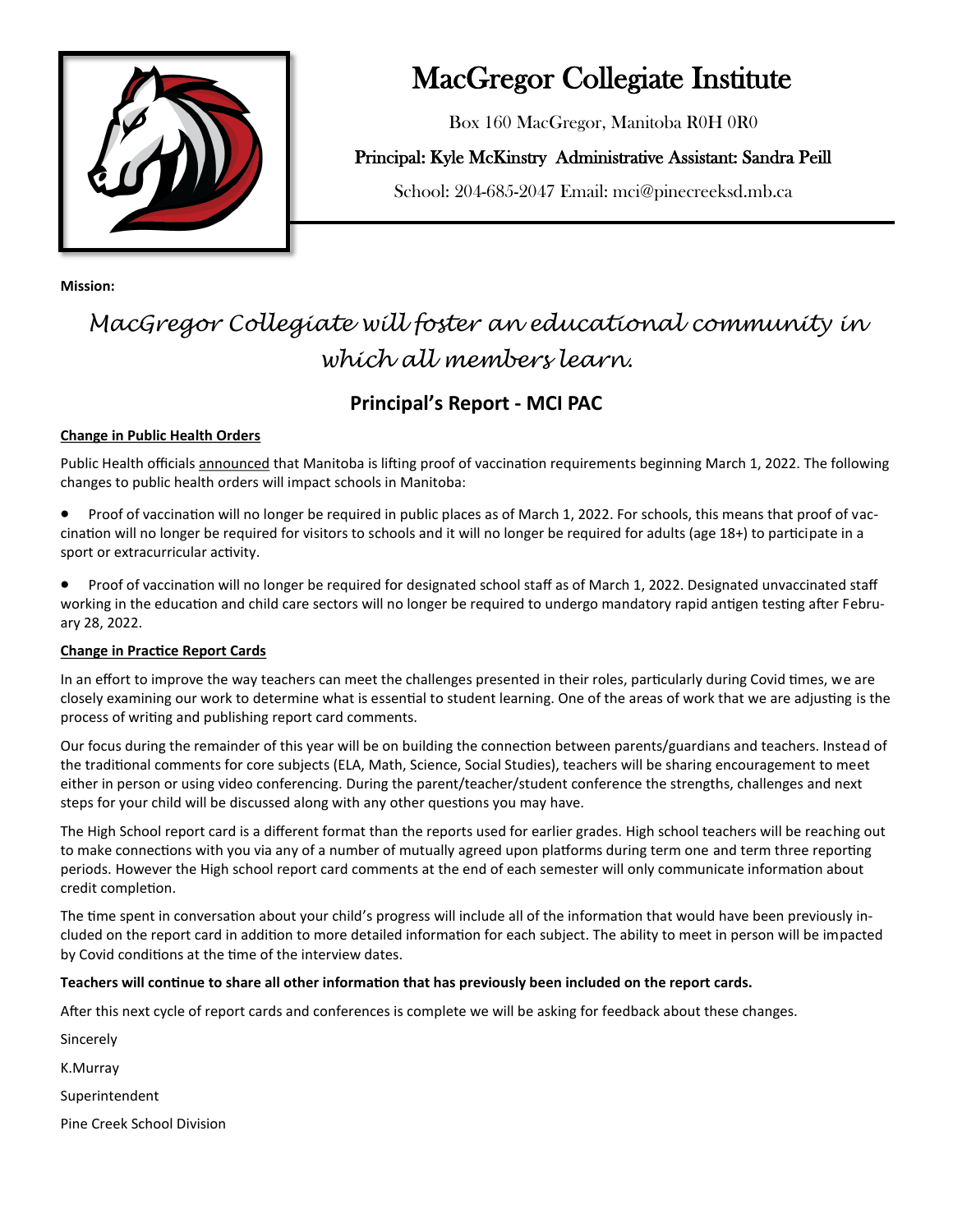# MacGregor Collegiate Institute

Box 160 MacGregor, Manitoba R0H 0R0

Principal: Kyle McKinstry Administrative Assistant: Sandra Peill

School: 204-685-2047 Email: mci@pinecreeksd.mb.ca

**Mission:**

*MacGregor Collegiate will foster an educational community in which all members learn.*

## Principal's Report - MCI PAC

**Change in Public Health Orders**

Public Health officials announced that Manitoba is lifting proof of vaccination requirements beginning March 1, 2022. The following changes to public health orders will impact schools in Manitoba:

- Proof of vaccination will no longer be required in public places as of March 1, 2022. For schools, this means that proof of vaccination will no longer be required for visitors to schools and it will no longer be required for adults (age 18+) to participate in a sport or extracurricular activity.
- Proof of vaccination will no longer be required for designated school staff as of March 1, 2022. Designated unvaccinated staff working in the education and child care sectors will no longer be required to undergo mandatory rapid antigen testing after February 28, 2022.

**Change in Practice Report Cards**

In an effort to improve the way teachers can meet the challenges presented in their roles, particularly during Covid times, we are closely examining our work to determine what is essential to student learning. One of the areas of work that we are adjusting is the process of writing and publishing report card comments.

Our focus during the remainder of this year will be on building the connection between parents/guardians and teachers. Instead of the traditional comments for core subjects (ELA, Math, Science, Social Studies), teachers will be sharing encouragement to meet either in person or using video conferencing. During the parent/teacher/student conference the strengths, challenges and next steps for your child will be discussed along with any other questions you may have.

The High School report card is a different format than the reports used for earlier grades. High school teachers will be reaching out to make connections with you via any of a number of mutually agreed upon platforms during term one and term three reporting periods. However the High school report card comments at the end of each semester will only communicate information about credit completion.

The time spent in conversation about your child's progress will include all of the information that would have been previously included on the report card in addition to more detailed information for each subject. The ability to meet in person will be impacted by Covid conditions at the time of the interview dates.

**Teachers will continue to share all other information that has previously been included on the report cards.**

After this next cycle of report cards and conferences is complete we will be asking for feedback about these changes.

Sincerely

K.Murray

Superintendent

Pine Creek School Division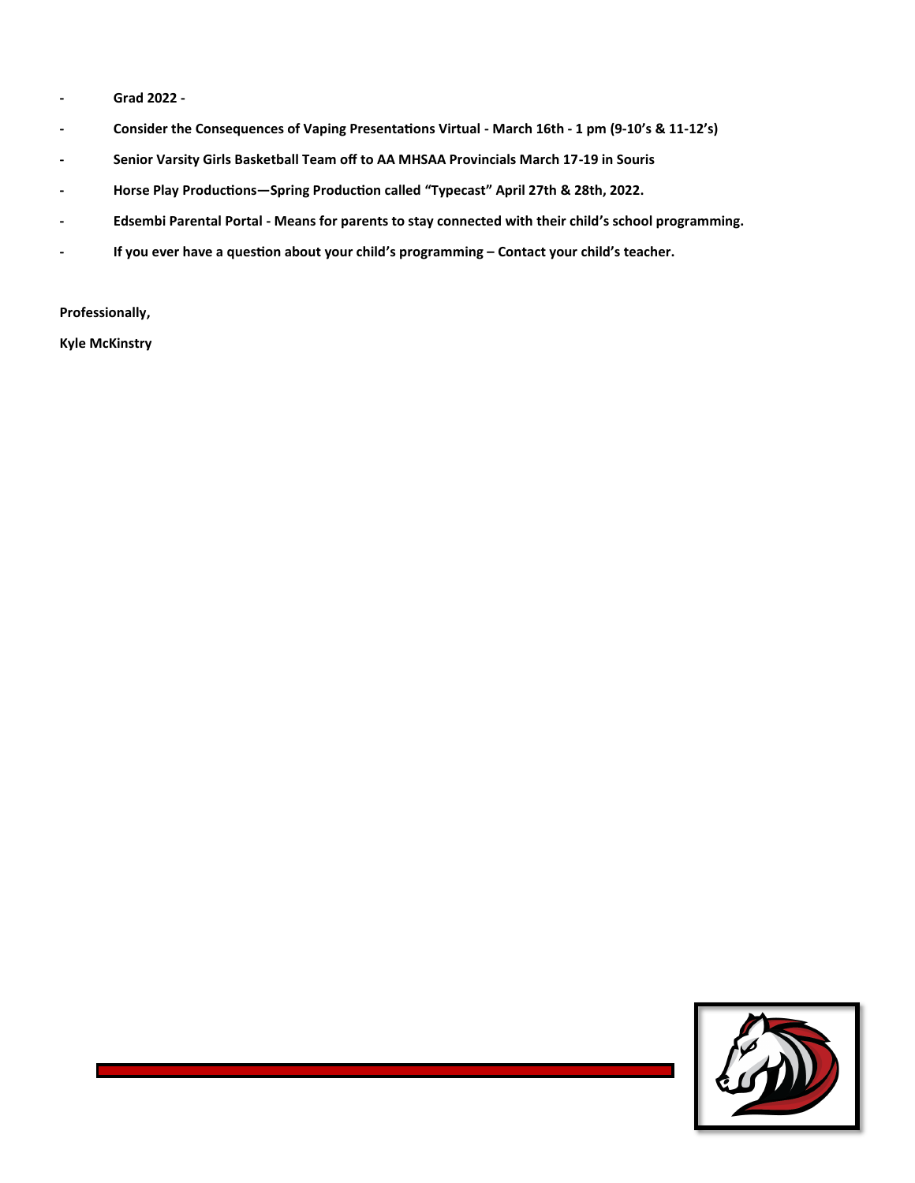- **Grad 2022 -**
- **Consider the Consequences of Vaping Presentations Virtual - March 16th - 1 pm (9-10's & 11-12's)**
- **Senior Varsity Girls Basketball Team off to AA MHSAA Provincials March 17-19 in Souris**
- **Horse Play Productions—Spring Production called "Typecast" April 27th & 28th, 2022.**
- **Edsembi Parental Portal - Means for parents to stay connected with their child's school programming.**
- **If you ever have a question about your child's programming – Contact your child's teacher.**

**Professionally,**

**Kyle McKinstry**